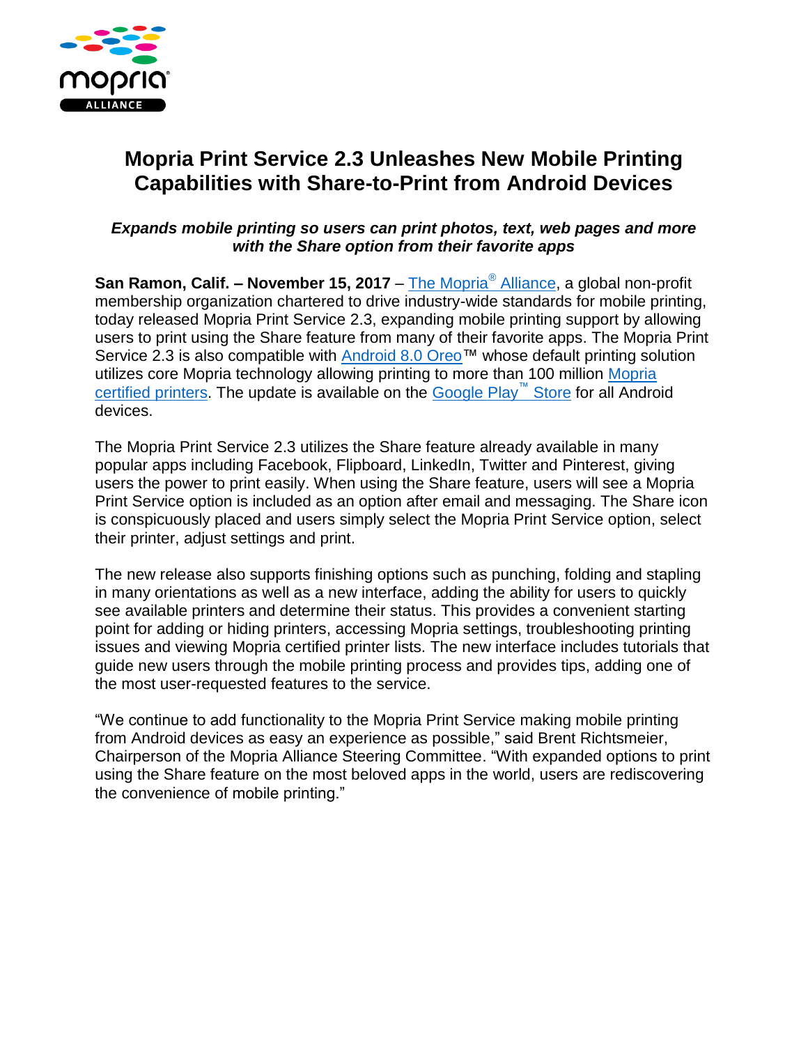# Mopria Print Service 2.3 Unleashes New Mobile Printing Capabilities with Share-to-Print from Android Devices

***Expands mobile printing so users can print photos, text, web pages and more with the Share option from their favorite apps***

**San Ramon, Calif. – November 15, 2017** – The Mopria® Alliance, a global non-profit membership organization chartered to drive industry-wide standards for mobile printing, today released Mopria Print Service 2.3, expanding mobile printing support by allowing users to print using the Share feature from many of their favorite apps. The Mopria Print Service 2.3 is also compatible with Android 8.0 Oreo™ whose default printing solution utilizes core Mopria technology allowing printing to more than 100 million Mopria certified printers. The update is available on the Google Play™ Store for all Android devices.

The Mopria Print Service 2.3 utilizes the Share feature already available in many popular apps including Facebook, Flipboard, LinkedIn, Twitter and Pinterest, giving users the power to print easily. When using the Share feature, users will see a Mopria Print Service option is included as an option after email and messaging. The Share icon is conspicuously placed and users simply select the Mopria Print Service option, select their printer, adjust settings and print.

The new release also supports finishing options such as punching, folding and stapling in many orientations as well as a new interface, adding the ability for users to quickly see available printers and determine their status. This provides a convenient starting point for adding or hiding printers, accessing Mopria settings, troubleshooting printing issues and viewing Mopria certified printer lists. The new interface includes tutorials that guide new users through the mobile printing process and provides tips, adding one of the most user-requested features to the service.

"We continue to add functionality to the Mopria Print Service making mobile printing from Android devices as easy an experience as possible," said Brent Richtsmeier, Chairperson of the Mopria Alliance Steering Committee. "With expanded options to print using the Share feature on the most beloved apps in the world, users are rediscovering the convenience of mobile printing."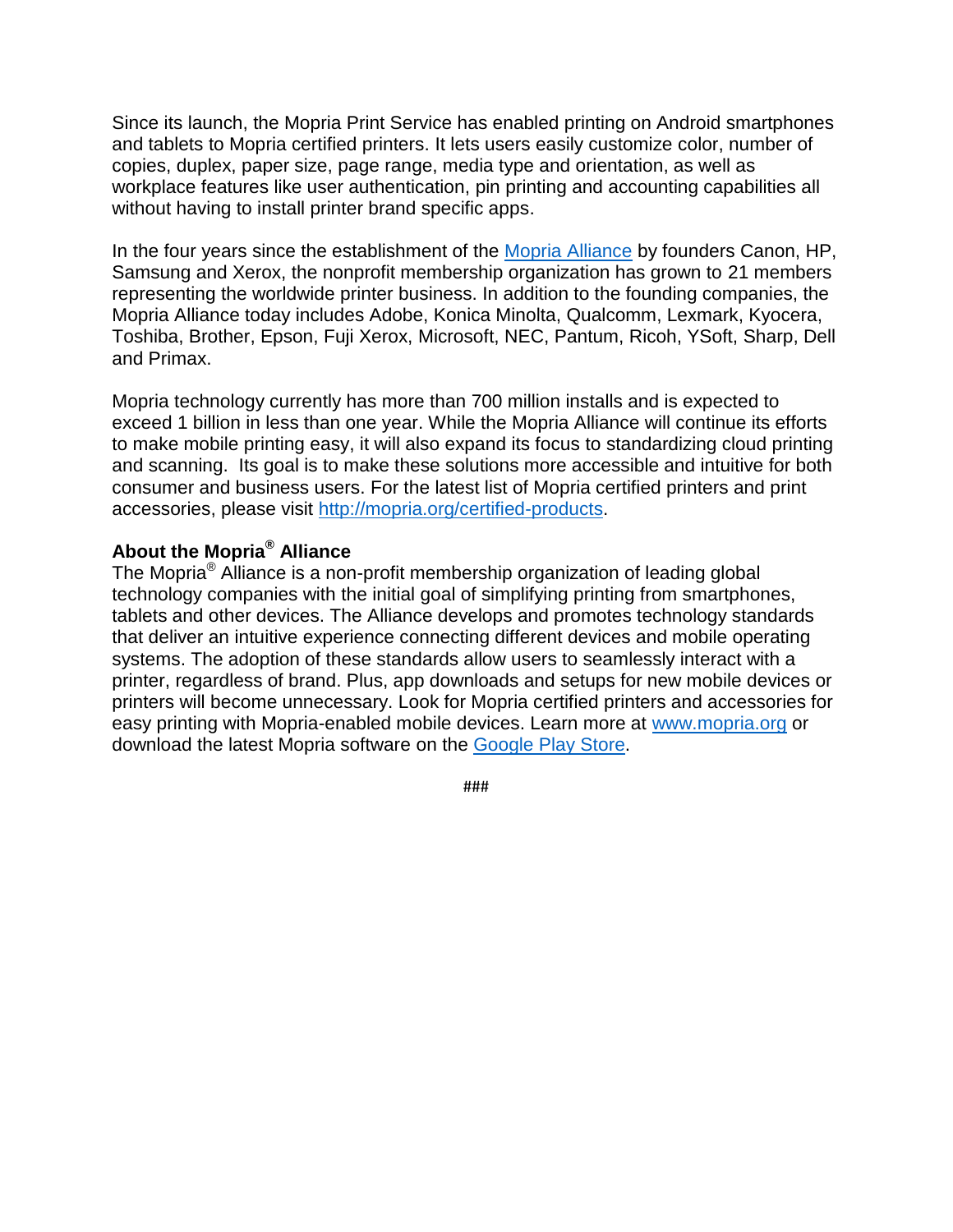Since its launch, the Mopria Print Service has enabled printing on Android smartphones and tablets to Mopria certified printers. It lets users easily customize color, number of copies, duplex, paper size, page range, media type and orientation, as well as workplace features like user authentication, pin printing and accounting capabilities all without having to install printer brand specific apps.

In the four years since the establishment of the [Mopria Alliance](http://www.mopria.org) by founders Canon, HP, Samsung and Xerox, the nonprofit membership organization has grown to 21 members representing the worldwide printer business. In addition to the founding companies, the Mopria Alliance today includes Adobe, Konica Minolta, Qualcomm, Lexmark, Kyocera, Toshiba, Brother, Epson, Fuji Xerox, Microsoft, NEC, Pantum, Ricoh, YSoft, Sharp, Dell and Primax.

Mopria technology currently has more than 700 million installs and is expected to exceed 1 billion in less than one year. While the Mopria Alliance will continue its efforts to make mobile printing easy, it will also expand its focus to standardizing cloud printing and scanning. Its goal is to make these solutions more accessible and intuitive for both consumer and business users. For the latest list of Mopria certified printers and print accessories, please visit http://mopria.org/certified-products.

**About the Mopria® Alliance**

The Mopria® Alliance is a non-profit membership organization of leading global technology companies with the initial goal of simplifying printing from smartphones, tablets and other devices. The Alliance develops and promotes technology standards that deliver an intuitive experience connecting different devices and mobile operating systems. The adoption of these standards allow users to seamlessly interact with a printer, regardless of brand. Plus, app downloads and setups for new mobile devices or printers will become unnecessary. Look for Mopria certified printers and accessories for easy printing with Mopria-enabled mobile devices. Learn more at www.mopria.org or download the latest Mopria software on the Google Play Store.

###